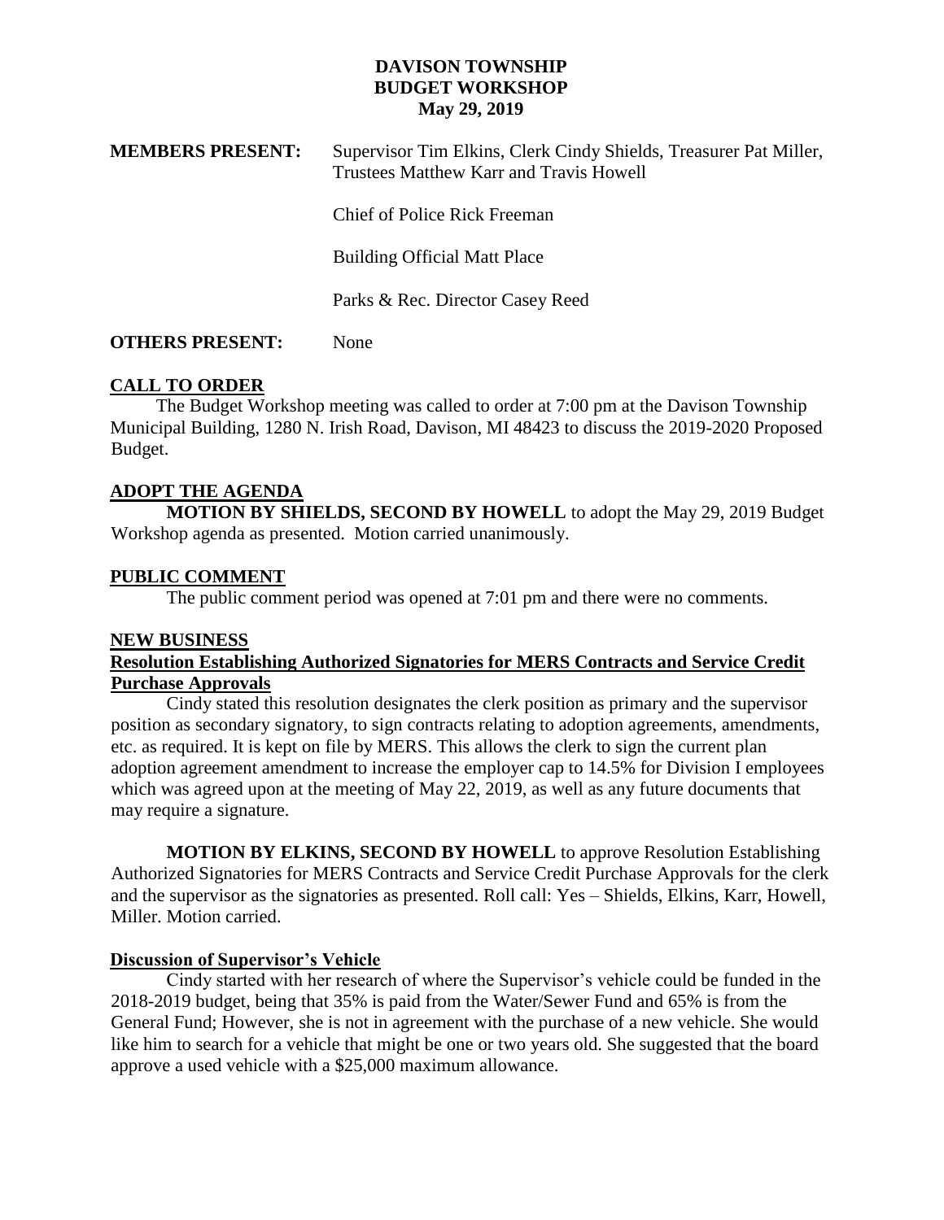# DAVISON TOWNSHIP
## BUDGET WORKSHOP
### May 29, 2019

**MEMBERS PRESENT:** Supervisor Tim Elkins, Clerk Cindy Shields, Treasurer Pat Miller, Trustees Matthew Karr and Travis Howell

Chief of Police Rick Freeman

Building Official Matt Place

Parks & Rec. Director Casey Reed

**OTHERS PRESENT:** None

## CALL TO ORDER

The Budget Workshop meeting was called to order at 7:00 pm at the Davison Township Municipal Building, 1280 N. Irish Road, Davison, MI 48423 to discuss the 2019-2020 Proposed Budget.

## ADOPT THE AGENDA

**MOTION BY SHIELDS, SECOND BY HOWELL** to adopt the May 29, 2019 Budget Workshop agenda as presented. Motion carried unanimously.

## PUBLIC COMMENT

The public comment period was opened at 7:01 pm and there were no comments.

## NEW BUSINESS

### Resolution Establishing Authorized Signatories for MERS Contracts and Service Credit Purchase Approvals

Cindy stated this resolution designates the clerk position as primary and the supervisor position as secondary signatory, to sign contracts relating to adoption agreements, amendments, etc. as required. It is kept on file by MERS. This allows the clerk to sign the current plan adoption agreement amendment to increase the employer cap to 14.5% for Division I employees which was agreed upon at the meeting of May 22, 2019, as well as any future documents that may require a signature.

**MOTION BY ELKINS, SECOND BY HOWELL** to approve Resolution Establishing Authorized Signatories for MERS Contracts and Service Credit Purchase Approvals for the clerk and the supervisor as the signatories as presented. Roll call: Yes – Shields, Elkins, Karr, Howell, Miller. Motion carried.

### Discussion of Supervisor's Vehicle

Cindy started with her research of where the Supervisor's vehicle could be funded in the 2018-2019 budget, being that 35% is paid from the Water/Sewer Fund and 65% is from the General Fund; However, she is not in agreement with the purchase of a new vehicle. She would like him to search for a vehicle that might be one or two years old. She suggested that the board approve a used vehicle with a $25,000 maximum allowance.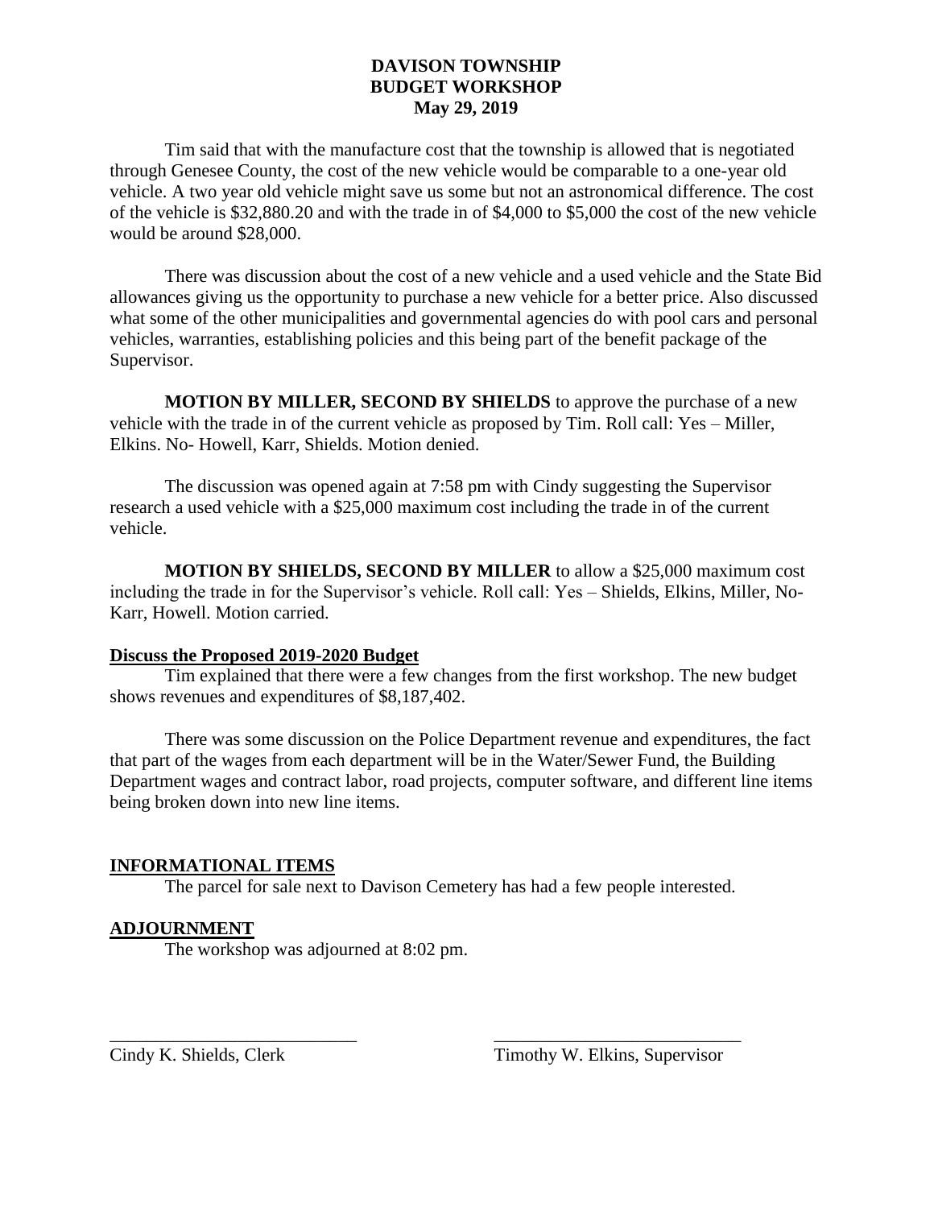**DAVISON TOWNSHIP**
**BUDGET WORKSHOP**
**May 29, 2019**

Tim said that with the manufacture cost that the township is allowed that is negotiated through Genesee County, the cost of the new vehicle would be comparable to a one-year old vehicle. A two year old vehicle might save us some but not an astronomical difference. The cost of the vehicle is $32,880.20 and with the trade in of $4,000 to $5,000 the cost of the new vehicle would be around $28,000.

There was discussion about the cost of a new vehicle and a used vehicle and the State Bid allowances giving us the opportunity to purchase a new vehicle for a better price. Also discussed what some of the other municipalities and governmental agencies do with pool cars and personal vehicles, warranties, establishing policies and this being part of the benefit package of the Supervisor.

**MOTION BY MILLER, SECOND BY SHIELDS** to approve the purchase of a new vehicle with the trade in of the current vehicle as proposed by Tim. Roll call: Yes – Miller, Elkins. No- Howell, Karr, Shields. Motion denied.

The discussion was opened again at 7:58 pm with Cindy suggesting the Supervisor research a used vehicle with a $25,000 maximum cost including the trade in of the current vehicle.

**MOTION BY SHIELDS, SECOND BY MILLER** to allow a $25,000 maximum cost including the trade in for the Supervisor's vehicle. Roll call: Yes – Shields, Elkins, Miller, No- Karr, Howell. Motion carried.

## Discuss the Proposed 2019-2020 Budget

Tim explained that there were a few changes from the first workshop. The new budget shows revenues and expenditures of $8,187,402.

There was some discussion on the Police Department revenue and expenditures, the fact that part of the wages from each department will be in the Water/Sewer Fund, the Building Department wages and contract labor, road projects, computer software, and different line items being broken down into new line items.

## INFORMATIONAL ITEMS

The parcel for sale next to Davison Cemetery has had a few people interested.

## ADJOURNMENT

The workshop was adjourned at 8:02 pm.

\_\_\_\_\_\_\_\_\_\_\_\_\_\_\_\_\_\_\_\_\_\_\_\_\_\_\_\_ \_\_\_\_\_\_\_\_\_\_\_\_\_\_\_\_\_\_\_\_\_\_\_\_\_\_\_\_

Cindy K. Shields, Clerk Timothy W. Elkins, Supervisor